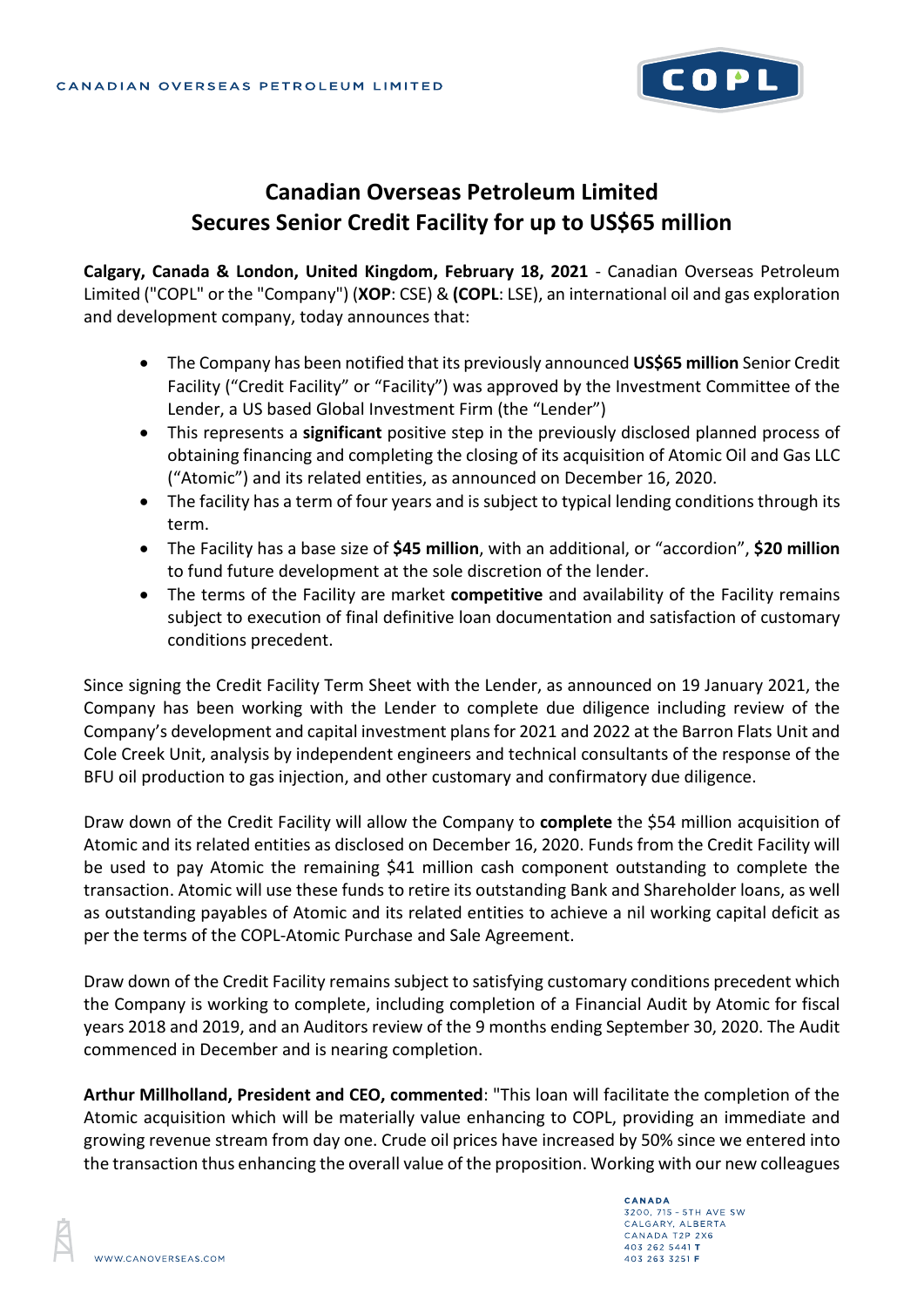# Canadian Overseas Petroleum Limited
# Secures Senior Credit Facility for up to US$65 million

**Calgary, Canada & London, United Kingdom, February 18, 2021** - Canadian Overseas Petroleum Limited ("COPL" or the "Company") (**XOP**: CSE) & **(COPL**: LSE), an international oil and gas exploration and development company, today announces that:

- The Company has been notified that its previously announced **US$65 million** Senior Credit Facility ("Credit Facility" or "Facility") was approved by the Investment Committee of the Lender, a US based Global Investment Firm (the "Lender")
- This represents a **significant** positive step in the previously disclosed planned process of obtaining financing and completing the closing of its acquisition of Atomic Oil and Gas LLC ("Atomic") and its related entities, as announced on December 16, 2020.
- The facility has a term of four years and is subject to typical lending conditions through its term.
- The Facility has a base size of **$45 million**, with an additional, or "accordion", **$20 million** to fund future development at the sole discretion of the lender.
- The terms of the Facility are market **competitive** and availability of the Facility remains subject to execution of final definitive loan documentation and satisfaction of customary conditions precedent.

Since signing the Credit Facility Term Sheet with the Lender, as announced on 19 January 2021, the Company has been working with the Lender to complete due diligence including review of the Company's development and capital investment plans for 2021 and 2022 at the Barron Flats Unit and Cole Creek Unit, analysis by independent engineers and technical consultants of the response of the BFU oil production to gas injection, and other customary and confirmatory due diligence.

Draw down of the Credit Facility will allow the Company to **complete** the $54 million acquisition of Atomic and its related entities as disclosed on December 16, 2020. Funds from the Credit Facility will be used to pay Atomic the remaining $41 million cash component outstanding to complete the transaction. Atomic will use these funds to retire its outstanding Bank and Shareholder loans, as well as outstanding payables of Atomic and its related entities to achieve a nil working capital deficit as per the terms of the COPL-Atomic Purchase and Sale Agreement.

Draw down of the Credit Facility remains subject to satisfying customary conditions precedent which the Company is working to complete, including completion of a Financial Audit by Atomic for fiscal years 2018 and 2019, and an Auditors review of the 9 months ending September 30, 2020. The Audit commenced in December and is nearing completion.

**Arthur Millholland, President and CEO, commented**: "This loan will facilitate the completion of the Atomic acquisition which will be materially value enhancing to COPL, providing an immediate and growing revenue stream from day one. Crude oil prices have increased by 50% since we entered into the transaction thus enhancing the overall value of the proposition. Working with our new colleagues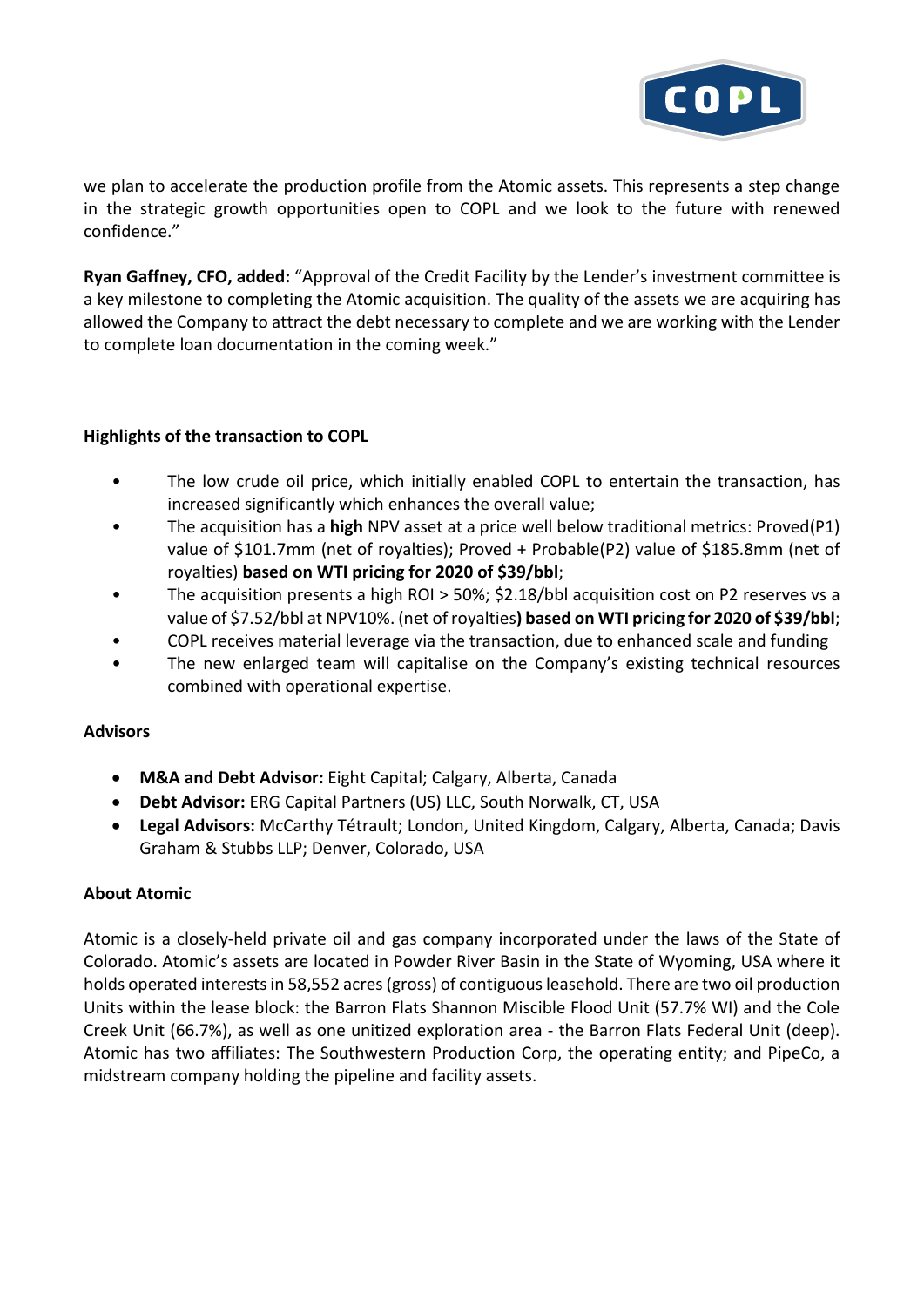we plan to accelerate the production profile from the Atomic assets. This represents a step change in the strategic growth opportunities open to COPL and we look to the future with renewed confidence."

**Ryan Gaffney, CFO, added:** "Approval of the Credit Facility by the Lender's investment committee is a key milestone to completing the Atomic acquisition. The quality of the assets we are acquiring has allowed the Company to attract the debt necessary to complete and we are working with the Lender to complete loan documentation in the coming week."

**Highlights of the transaction to COPL**

- The low crude oil price, which initially enabled COPL to entertain the transaction, has increased significantly which enhances the overall value;
- The acquisition has a **high** NPV asset at a price well below traditional metrics: Proved(P1) value of $101.7mm (net of royalties); Proved + Probable(P2) value of $185.8mm (net of royalties) **based on WTI pricing for 2020 of $39/bbl**;
- The acquisition presents a high ROI > 50%; $2.18/bbl acquisition cost on P2 reserves vs a value of $7.52/bbl at NPV10%. (net of royalties**) based on WTI pricing for 2020 of $39/bbl**;
- COPL receives material leverage via the transaction, due to enhanced scale and funding
- The new enlarged team will capitalise on the Company's existing technical resources combined with operational expertise.

**Advisors**

- **M&A and Debt Advisor:** Eight Capital; Calgary, Alberta, Canada
- **Debt Advisor:** ERG Capital Partners (US) LLC, South Norwalk, CT, USA
- **Legal Advisors:** McCarthy Tétrault; London, United Kingdom, Calgary, Alberta, Canada; Davis Graham & Stubbs LLP; Denver, Colorado, USA

**About Atomic**

Atomic is a closely-held private oil and gas company incorporated under the laws of the State of Colorado. Atomic's assets are located in Powder River Basin in the State of Wyoming, USA where it holds operated interests in 58,552 acres (gross) of contiguous leasehold. There are two oil production Units within the lease block: the Barron Flats Shannon Miscible Flood Unit (57.7% WI) and the Cole Creek Unit (66.7%), as well as one unitized exploration area - the Barron Flats Federal Unit (deep). Atomic has two affiliates: The Southwestern Production Corp, the operating entity; and PipeCo, a midstream company holding the pipeline and facility assets.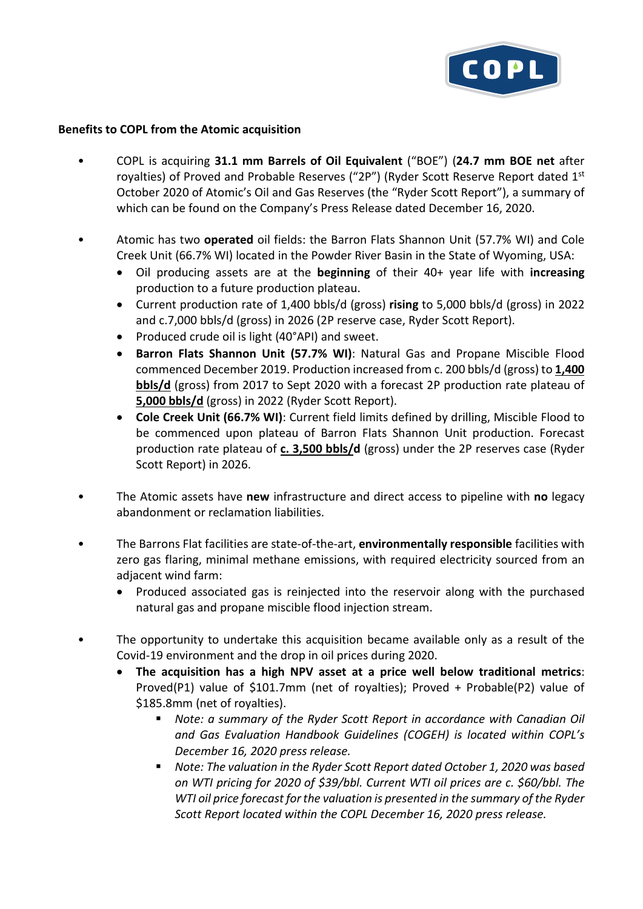**Benefits to COPL from the Atomic acquisition**

- COPL is acquiring **31.1 mm Barrels of Oil Equivalent** ("BOE") (**24.7 mm BOE net** after royalties) of Proved and Probable Reserves ("2P") (Ryder Scott Reserve Report dated 1st October 2020 of Atomic's Oil and Gas Reserves (the "Ryder Scott Report"), a summary of which can be found on the Company's Press Release dated December 16, 2020.

- Atomic has two **operated** oil fields: the Barron Flats Shannon Unit (57.7% WI) and Cole Creek Unit (66.7% WI) located in the Powder River Basin in the State of Wyoming, USA:
  - Oil producing assets are at the **beginning** of their 40+ year life with **increasing** production to a future production plateau.
  - Current production rate of 1,400 bbls/d (gross) **rising** to 5,000 bbls/d (gross) in 2022 and c.7,000 bbls/d (gross) in 2026 (2P reserve case, Ryder Scott Report).
  - Produced crude oil is light (40°API) and sweet.
  - **Barron Flats Shannon Unit (57.7% WI)**: Natural Gas and Propane Miscible Flood commenced December 2019. Production increased from c. 200 bbls/d (gross) to **1,400 bbls/d** (gross) from 2017 to Sept 2020 with a forecast 2P production rate plateau of **5,000 bbls/d** (gross) in 2022 (Ryder Scott Report).
  - **Cole Creek Unit (66.7% WI)**: Current field limits defined by drilling, Miscible Flood to be commenced upon plateau of Barron Flats Shannon Unit production. Forecast production rate plateau of **c. 3,500 bbls/d** (gross) under the 2P reserves case (Ryder Scott Report) in 2026.

- The Atomic assets have **new** infrastructure and direct access to pipeline with **no** legacy abandonment or reclamation liabilities.

- The Barrons Flat facilities are state-of-the-art, **environmentally responsible** facilities with zero gas flaring, minimal methane emissions, with required electricity sourced from an adjacent wind farm:
  - Produced associated gas is reinjected into the reservoir along with the purchased natural gas and propane miscible flood injection stream.

- The opportunity to undertake this acquisition became available only as a result of the Covid-19 environment and the drop in oil prices during 2020.
  - **The acquisition has a high NPV asset at a price well below traditional metrics**: Proved(P1) value of $101.7mm (net of royalties); Proved + Probable(P2) value of $185.8mm (net of royalties).
    - *Note: a summary of the Ryder Scott Report in accordance with Canadian Oil and Gas Evaluation Handbook Guidelines (COGEH) is located within COPL's December 16, 2020 press release.*
    - *Note: The valuation in the Ryder Scott Report dated October 1, 2020 was based on WTI pricing for 2020 of $39/bbl. Current WTI oil prices are c. $60/bbl. The WTI oil price forecast for the valuation is presented in the summary of the Ryder Scott Report located within the COPL December 16, 2020 press release.*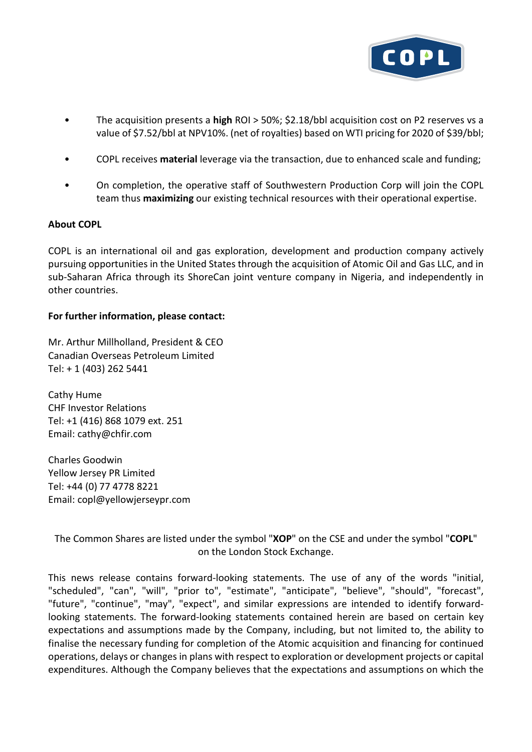- The acquisition presents a **high** ROI > 50%; $2.18/bbl acquisition cost on P2 reserves vs a value of $7.52/bbl at NPV10%. (net of royalties) based on WTI pricing for 2020 of $39/bbl;
- COPL receives **material** leverage via the transaction, due to enhanced scale and funding;
- On completion, the operative staff of Southwestern Production Corp will join the COPL team thus **maximizing** our existing technical resources with their operational expertise.

**About COPL**

COPL is an international oil and gas exploration, development and production company actively pursuing opportunities in the United States through the acquisition of Atomic Oil and Gas LLC, and in sub-Saharan Africa through its ShoreCan joint venture company in Nigeria, and independently in other countries.

**For further information, please contact:**

Mr. Arthur Millholland, President & CEO
Canadian Overseas Petroleum Limited
Tel: + 1 (403) 262 5441

Cathy Hume
CHF Investor Relations
Tel: +1 (416) 868 1079 ext. 251
Email: cathy@chfir.com

Charles Goodwin
Yellow Jersey PR Limited
Tel: +44 (0) 77 4778 8221
Email: copl@yellowjerseypr.com

The Common Shares are listed under the symbol "**XOP**" on the CSE and under the symbol "**COPL**" on the London Stock Exchange.

This news release contains forward-looking statements. The use of any of the words "initial, "scheduled", "can", "will", "prior to", "estimate", "anticipate", "believe", "should", "forecast", "future", "continue", "may", "expect", and similar expressions are intended to identify forward-looking statements. The forward-looking statements contained herein are based on certain key expectations and assumptions made by the Company, including, but not limited to, the ability to finalise the necessary funding for completion of the Atomic acquisition and financing for continued operations, delays or changes in plans with respect to exploration or development projects or capital expenditures. Although the Company believes that the expectations and assumptions on which the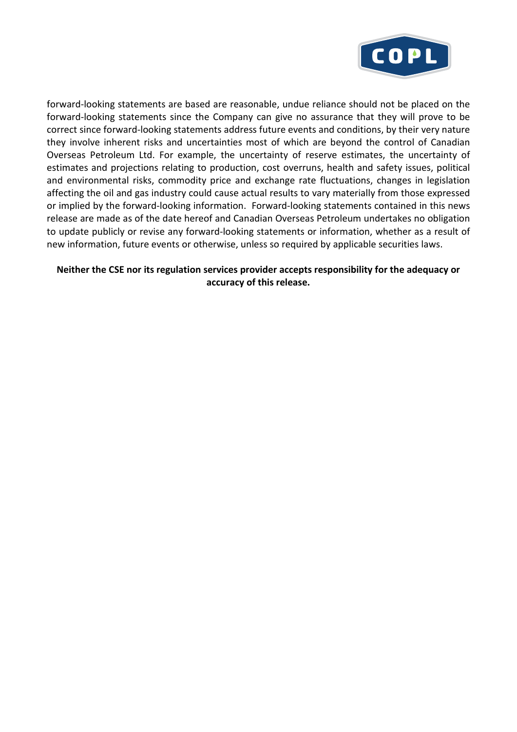forward-looking statements are based are reasonable, undue reliance should not be placed on the forward-looking statements since the Company can give no assurance that they will prove to be correct since forward-looking statements address future events and conditions, by their very nature they involve inherent risks and uncertainties most of which are beyond the control of Canadian Overseas Petroleum Ltd. For example, the uncertainty of reserve estimates, the uncertainty of estimates and projections relating to production, cost overruns, health and safety issues, political and environmental risks, commodity price and exchange rate fluctuations, changes in legislation affecting the oil and gas industry could cause actual results to vary materially from those expressed or implied by the forward-looking information. Forward-looking statements contained in this news release are made as of the date hereof and Canadian Overseas Petroleum undertakes no obligation to update publicly or revise any forward-looking statements or information, whether as a result of new information, future events or otherwise, unless so required by applicable securities laws.

**Neither the CSE nor its regulation services provider accepts responsibility for the adequacy or accuracy of this release.**